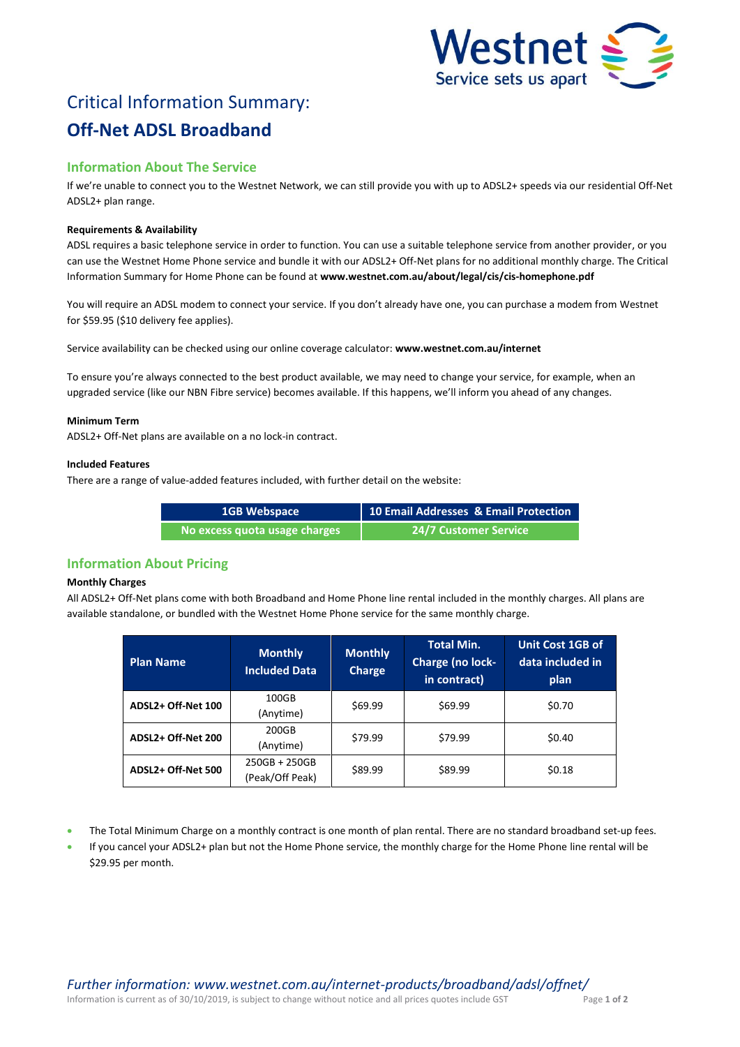Westnet
Service sets us apart

# Critical Information Summary:

# Off-Net ADSL Broadband

## Information About The Service

If we're unable to connect you to the Westnet Network, we can still provide you with up to ADSL2+ speeds via our residential Off-Net ADSL2+ plan range.

### Requirements & Availability

ADSL requires a basic telephone service in order to function. You can use a suitable telephone service from another provider, or you can use the Westnet Home Phone service and bundle it with our ADSL2+ Off-Net plans for no additional monthly charge. The Critical Information Summary for Home Phone can be found at **www.westnet.com.au/about/legal/cis/cis-homephone.pdf**

You will require an ADSL modem to connect your service. If you don't already have one, you can purchase a modem from Westnet for $59.95 ($10 delivery fee applies).

Service availability can be checked using our online coverage calculator: **www.westnet.com.au/internet**

To ensure you're always connected to the best product available, we may need to change your service, for example, when an upgraded service (like our NBN Fibre service) becomes available. If this happens, we'll inform you ahead of any changes.

### Minimum Term

ADSL2+ Off-Net plans are available on a no lock-in contract.

### Included Features

There are a range of value-added features included, with further detail on the website:

| 1GB Webspace | 10 Email Addresses & Email Protection |
|---|---|
| No excess quota usage charges | 24/7 Customer Service |

## Information About Pricing

### Monthly Charges

All ADSL2+ Off-Net plans come with both Broadband and Home Phone line rental included in the monthly charges. All plans are available standalone, or bundled with the Westnet Home Phone service for the same monthly charge.

| Plan Name | Monthly Included Data | Monthly Charge | Total Min. Charge (no lock-in contract) | Unit Cost 1GB of data included in plan |
|---|---|---|---|---|
| **ADSL2+ Off-Net 100** | 100GB (Anytime) | $69.99 | $69.99 | $0.70 |
| **ADSL2+ Off-Net 200** | 200GB (Anytime) | $79.99 | $79.99 | $0.40 |
| **ADSL2+ Off-Net 500** | 250GB + 250GB (Peak/Off Peak) | $89.99 | $89.99 | $0.18 |

- The Total Minimum Charge on a monthly contract is one month of plan rental. There are no standard broadband set-up fees.
- If you cancel your ADSL2+ plan but not the Home Phone service, the monthly charge for the Home Phone line rental will be $29.95 per month.

*Further information: www.westnet.com.au/internet-products/broadband/adsl/offnet/*

Information is current as of 30/10/2019, is subject to change without notice and all prices quotes include GST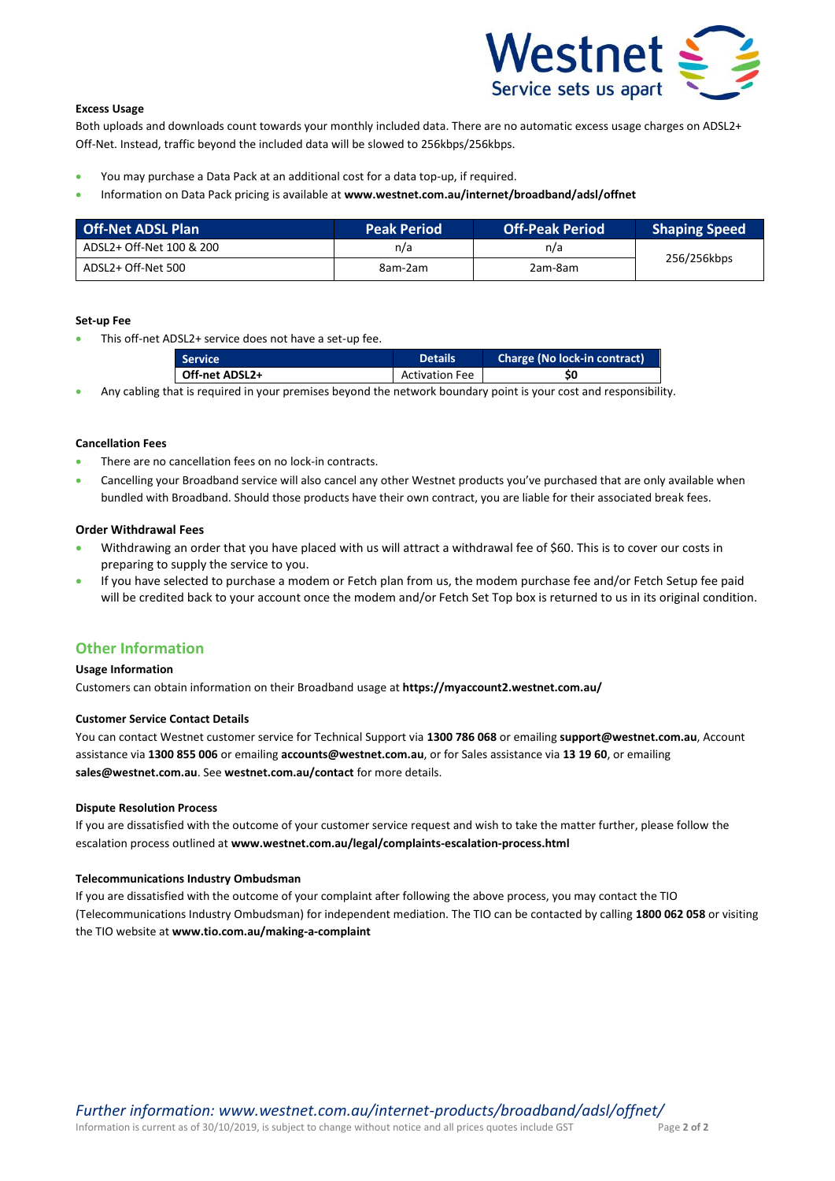**Excess Usage**

Both uploads and downloads count towards your monthly included data. There are no automatic excess usage charges on ADSL2+ Off-Net. Instead, traffic beyond the included data will be slowed to 256kbps/256kbps.

- You may purchase a Data Pack at an additional cost for a data top-up, if required.
- Information on Data Pack pricing is available at **www.westnet.com.au/internet/broadband/adsl/offnet**

| Off-Net ADSL Plan | Peak Period | Off-Peak Period | Shaping Speed |
|---|---|---|---|
| ADSL2+ Off-Net 100 & 200 | n/a | n/a | 256/256kbps |
| ADSL2+ Off-Net 500 | 8am-2am | 2am-8am | |

**Set-up Fee**

- This off-net ADSL2+ service does not have a set-up fee.

| Service | Details | Charge (No lock-in contract) |
|---|---|---|
| **Off-net ADSL2+** | Activation Fee | **$0** |

- Any cabling that is required in your premises beyond the network boundary point is your cost and responsibility.

**Cancellation Fees**

- There are no cancellation fees on no lock-in contracts.
- Cancelling your Broadband service will also cancel any other Westnet products you've purchased that are only available when bundled with Broadband. Should those products have their own contract, you are liable for their associated break fees.

**Order Withdrawal Fees**

- Withdrawing an order that you have placed with us will attract a withdrawal fee of $60. This is to cover our costs in preparing to supply the service to you.
- If you have selected to purchase a modem or Fetch plan from us, the modem purchase fee and/or Fetch Setup fee paid will be credited back to your account once the modem and/or Fetch Set Top box is returned to us in its original condition.

## Other Information

**Usage Information**

Customers can obtain information on their Broadband usage at **https://myaccount2.westnet.com.au/**

**Customer Service Contact Details**

You can contact Westnet customer service for Technical Support via **1300 786 068** or emailing **support@westnet.com.au**, Account assistance via **1300 855 006** or emailing **accounts@westnet.com.au**, or for Sales assistance via **13 19 60**, or emailing **sales@westnet.com.au**. See **westnet.com.au/contact** for more details.

**Dispute Resolution Process**

If you are dissatisfied with the outcome of your customer service request and wish to take the matter further, please follow the escalation process outlined at **www.westnet.com.au/legal/complaints-escalation-process.html**

**Telecommunications Industry Ombudsman**

If you are dissatisfied with the outcome of your complaint after following the above process, you may contact the TIO (Telecommunications Industry Ombudsman) for independent mediation. The TIO can be contacted by calling **1800 062 058** or visiting the TIO website at **www.tio.com.au/making-a-complaint**

*Further information: www.westnet.com.au/internet-products/broadband/adsl/offnet/*

Information is current as of 30/10/2019, is subject to change without notice and all prices quotes include GST